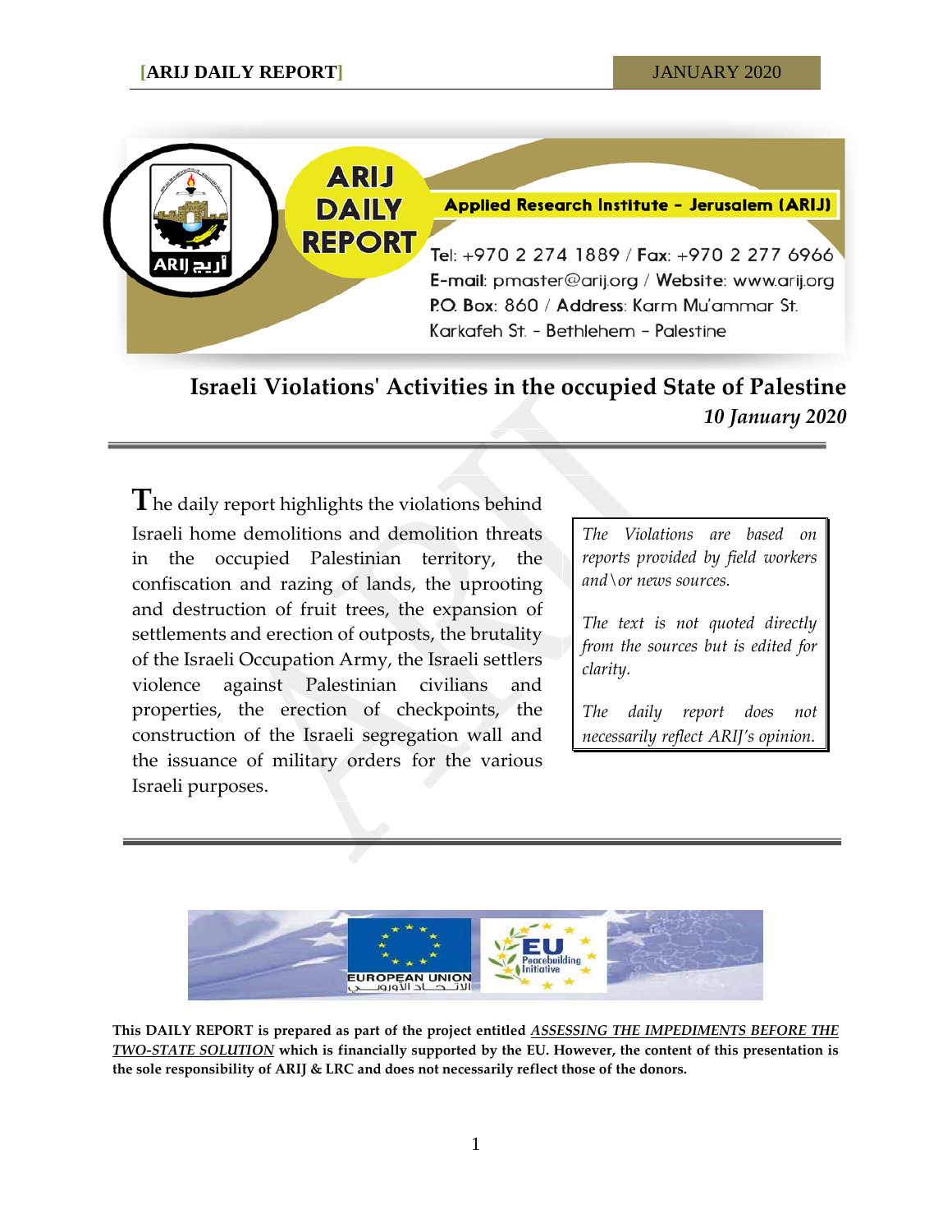# Israeli Violations' Activities in the occupied State of Palestine

***10 January 2020***

The daily report highlights the violations behind Israeli home demolitions and demolition threats in the occupied Palestinian territory, the confiscation and razing of lands, the uprooting and destruction of fruit trees, the expansion of settlements and erection of outposts, the brutality of the Israeli Occupation Army, the Israeli settlers violence against Palestinian civilians and properties, the erection of checkpoints, the construction of the Israeli segregation wall and the issuance of military orders for the various Israeli purposes.

> *The Violations are based on reports provided by field workers and\or news sources.*
>
> *The text is not quoted directly from the sources but is edited for clarity.*
>
> *The daily report does not necessarily reflect ARIJ's opinion.*

**This DAILY REPORT is prepared as part of the project entitled *ASSESSING THE IMPEDIMENTS BEFORE THE TWO-STATE SOLUTION* which is financially supported by the EU. However, the content of this presentation is the sole responsibility of ARIJ & LRC and does not necessarily reflect those of the donors.**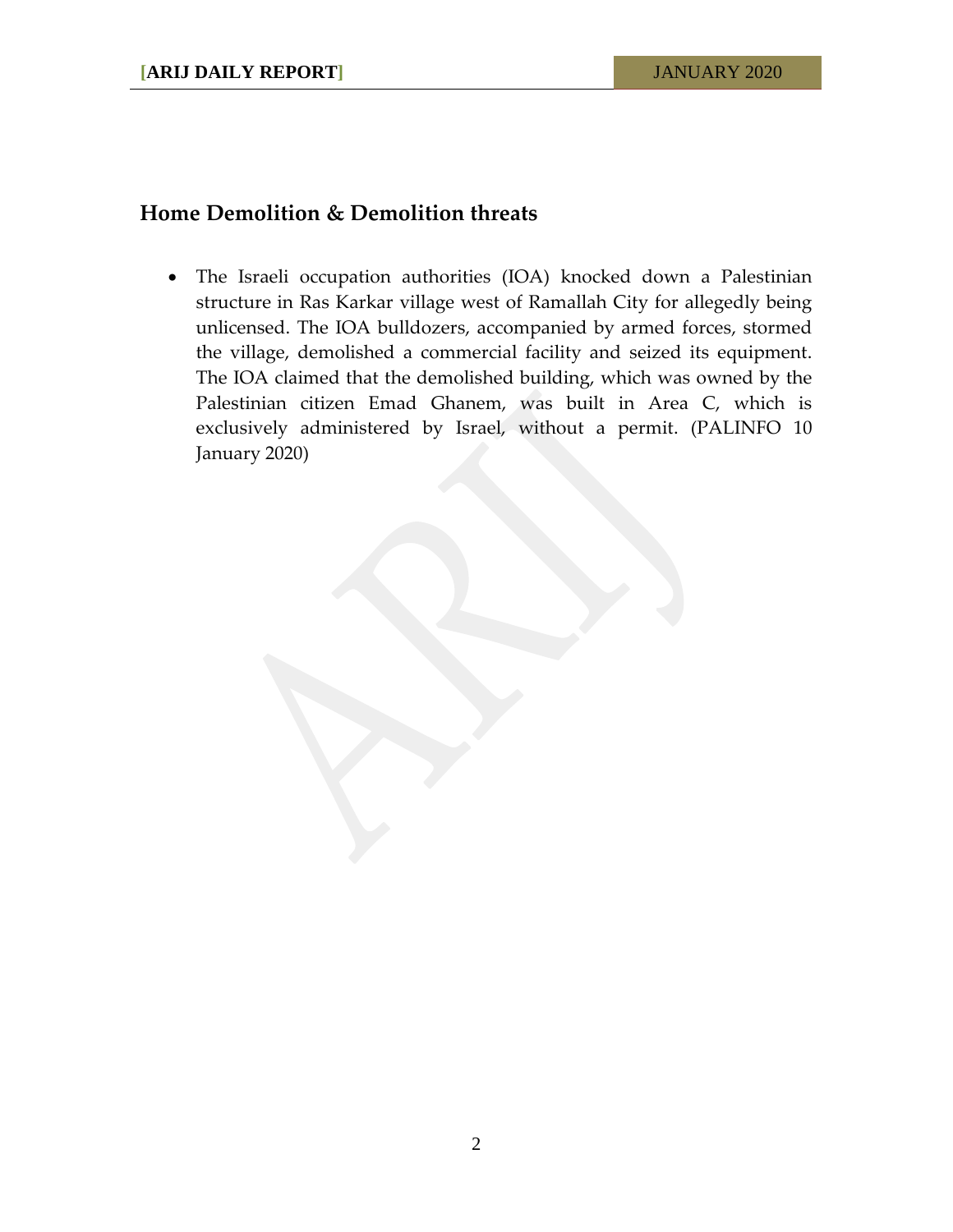## Home Demolition & Demolition threats

- The Israeli occupation authorities (IOA) knocked down a Palestinian structure in Ras Karkar village west of Ramallah City for allegedly being unlicensed. The IOA bulldozers, accompanied by armed forces, stormed the village, demolished a commercial facility and seized its equipment. The IOA claimed that the demolished building, which was owned by the Palestinian citizen Emad Ghanem, was built in Area C, which is exclusively administered by Israel, without a permit. (PALINFO 10 January 2020)